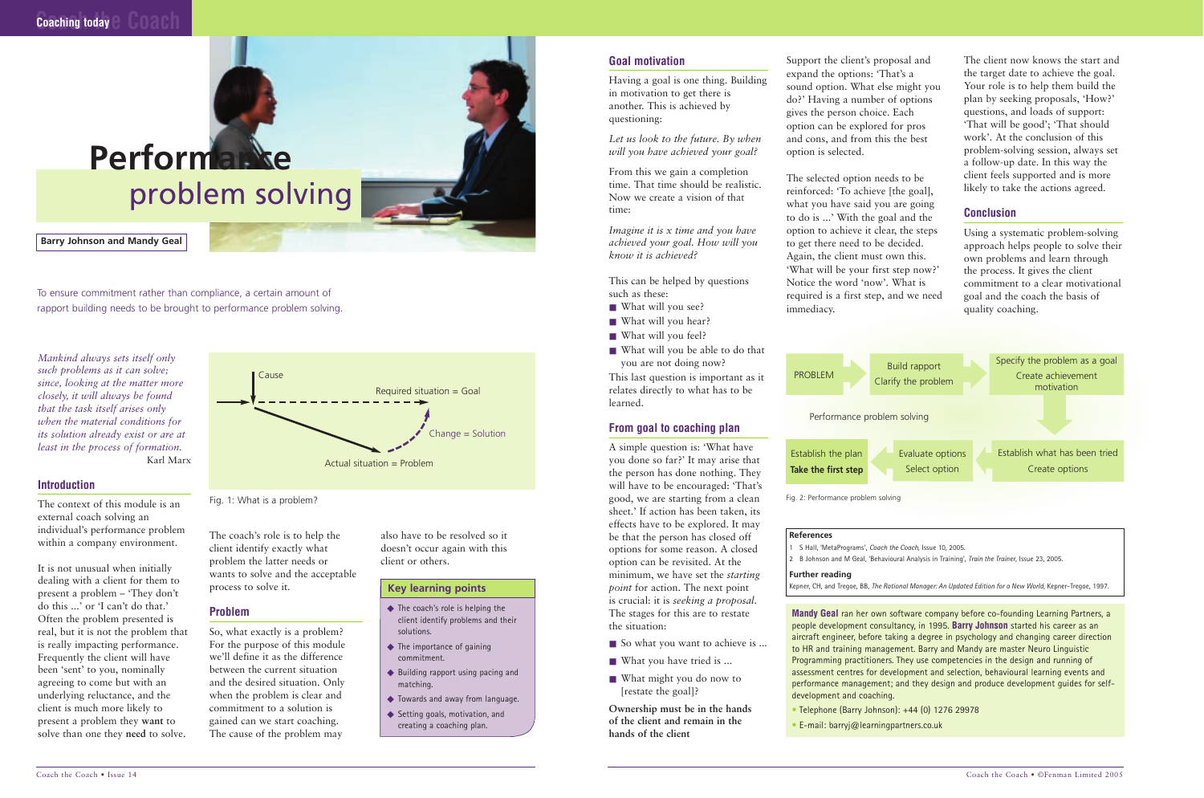# Performance problem solving

**Barry Johnson and Mandy Geal**

To ensure commitment rather than compliance, a certain amount of rapport building needs to be brought to performance problem solving.

*Mankind always sets itself only such problems as it can solve; since, looking at the matter more closely, it will always be found that the task itself arises only when the material conditions for its solution already exist or are at least in the process of formation.*
Karl Marx

Cause

Required situation = Goal

Change = Solution

Actual situation = Problem

Fig. 1: What is a problem?

## Introduction

The context of this module is an external coach solving an individual's performance problem within a company environment.

It is not unusual when initially dealing with a client for them to present a problem – 'They don't do this ...' or 'I can't do that.' Often the problem presented is real, but it is not the problem that is really impacting performance. Frequently the client will have been 'sent' to you, nominally agreeing to come but with an underlying reluctance, and the client is much more likely to present a problem they **want** to solve than one they **need** to solve.

The coach's role is to help the client identify exactly what problem the latter needs or wants to solve and the acceptable process to solve it.

## Problem

So, what exactly is a problem? For the purpose of this module we'll define it as the difference between the current situation and the desired situation. Only when the problem is clear and commitment to a solution is gained can we start coaching. The cause of the problem may also have to be resolved so it doesn't occur again with this client or others.

> **Key learning points**
>
> - The coach's role is helping the client identify problems and their solutions.
> - The importance of gaining commitment.
> - Building rapport using pacing and matching.
> - Towards and away from language.
> - Setting goals, motivation, and creating a coaching plan.

## Goal motivation

Having a goal is one thing. Building in motivation to get there is another. This is achieved by questioning:

*Let us look to the future. By when will you have achieved your goal?*

From this we gain a completion time. That time should be realistic. Now we create a vision of that time:

*Imagine it is x time and you have achieved your goal. How will you know it is achieved?*

This can be helped by questions such as these:

- What will you see?
- What will you hear?
- What will you feel?
- What will you be able to do that you are not doing now?

This last question is important as it relates directly to what has to be learned.

## From goal to coaching plan

A simple question is: 'What have you done so far?' It may arise that the person has done nothing. They will have to be encouraged: 'That's good, we are starting from a clean sheet.' If action has been taken, its effects have to be explored. It may be that the person has closed off options for some reason. A closed option can be revisited. At the minimum, we have set the *starting point* for action. The next point is crucial: it is *seeking a proposal.* The stages for this are to restate the situation:

- So what you want to achieve is ...
- What you have tried is ...
- What might you do now to [restate the goal]?

**Ownership must be in the hands of the client and remain in the hands of the client**

Support the client's proposal and expand the options: 'That's a sound option. What else might you do?' Having a number of options gives the person choice. Each option can be explored for pros and cons, and from this the best option is selected.

The selected option needs to be reinforced: 'To achieve [the goal], what you have said you are going to do is ...' With the goal and the option to achieve it clear, the steps to get there need to be decided. Again, the client must own this. 'What will be your first step now?' Notice the word 'now'. What is required is a first step, and we need immediacy.

The client now knows the start and the target date to achieve the goal. Your role is to help them build the plan by seeking proposals, 'How?' questions, and loads of support: 'That will be good'; 'That should work'. At the conclusion of this problem-solving session, always set a follow-up date. In this way the client feels supported and is more likely to take the actions agreed.

## Conclusion

Using a systematic problem-solving approach helps people to solve their own problems and learn through the process. It gives the client commitment to a clear motivational goal and the coach the basis of quality coaching.

PROBLEM → Build rapport / Clarify the problem → Specify the problem as a goal / Create achievement motivation → Establish what has been tried / Create options → Evaluate options / Select option → Establish the plan / **Take the first step**

Performance problem solving

Fig. 2: Performance problem solving

**References**

1 S Hall, 'MetaPrograms', *Coach the Coach*, Issue 10, 2005.

2 B Johnson and M Geal, 'Behavioural Analysis in Training', *Train the Trainer*, Issue 23, 2005.

**Further reading**

Kepner, CH, and Tregoe, BB, *The Rational Manager: An Updated Edition for a New World*, Kepner-Tregoe, 1997.

**Mandy Geal** ran her own software company before co-founding Learning Partners, a people development consultancy, in 1995. **Barry Johnson** started his career as an aircraft engineer, before taking a degree in psychology and changing career direction to HR and training management. Barry and Mandy are master Neuro Linguistic Programming practitioners. They use competencies in the design and running of assessment centres for development and selection, behavioural learning events and performance management; and they design and produce development guides for self-development and coaching.

- Telephone (Barry Johnson): +44 (0) 1276 29978
- E-mail: barryj@learningpartners.co.uk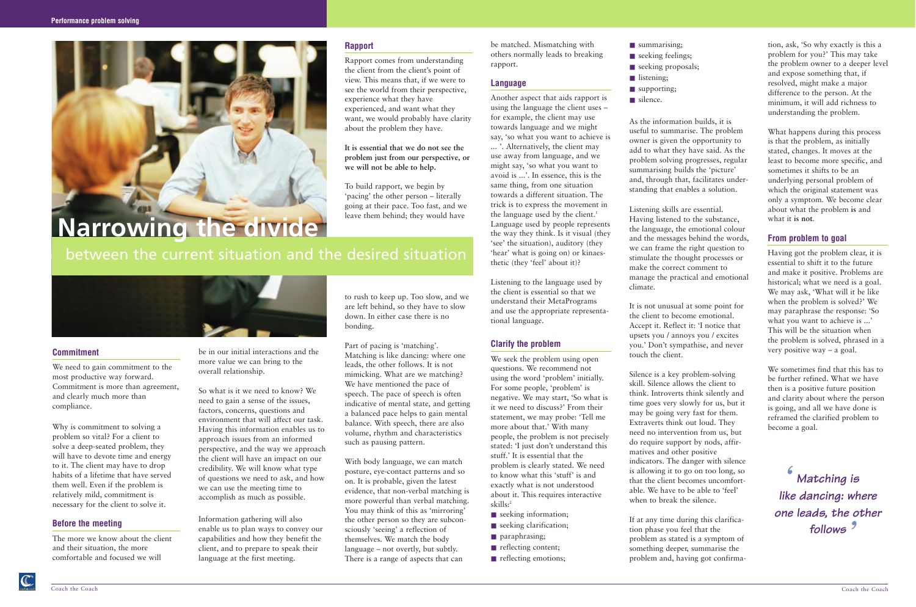# Narrowing the divide

## between the current situation and the desired situation

### Commitment

We need to gain commitment to the most productive way forward. Commitment is more than agreement, and clearly much more than compliance.

Why is commitment to solving a problem so vital? For a client to solve a deep-seated problem, they will have to devote time and energy to it. The client may have to drop habits of a lifetime that have served them well. Even if the problem is relatively mild, commitment is necessary for the client to solve it.

### Before the meeting

The more we know about the client and their situation, the more comfortable and focused we will be in our initial interactions and the more value we can bring to the overall relationship.

So what is it we need to know? We need to gain a sense of the issues, factors, concerns, questions and environment that will affect our task. Having this information enables us to approach issues from an informed perspective, and the way we approach the client will have an impact on our credibility. We will know what type of questions we need to ask, and how we can use the meeting time to accomplish as much as possible.

Information gathering will also enable us to plan ways to convey our capabilities and how they benefit the client, and to prepare to speak their language at the first meeting.

### Rapport

Rapport comes from understanding the client from the client's point of view. This means that, if we were to see the world from their perspective, experience what they have experienced, and want what they want, we would probably have clarity about the problem they have.

**It is essential that we do not see the problem just from our perspective, or we will not be able to help.**

To build rapport, we begin by 'pacing' the other person – literally going at their pace. Too fast, and we leave them behind; they would have to rush to keep up. Too slow, and we are left behind, so they have to slow down. In either case there is no bonding.

Part of pacing is 'matching'. Matching is like dancing: where one leads, the other follows. It is not mimicking. What are we matching? We have mentioned the pace of speech. The pace of speech is often indicative of mental state, and getting a balanced pace helps to gain mental balance. With speech, there are also volume, rhythm and characteristics such as pausing pattern.

With body language, we can match posture, eye-contact patterns and so on. It is probable, given the latest evidence, that non-verbal matching is more powerful than verbal matching. You may think of this as 'mirroring' the other person so they are subconsciously 'seeing' a reflection of themselves. We match the body language – not overtly, but subtly. There is a range of aspects that can be matched. Mismatching with others normally leads to breaking rapport.

### Language

Another aspect that aids rapport is using the language the client uses – for example, the client may use towards language and we might say, 'so what you want to achieve is ... '. Alternatively, the client may use away from language, and we might say, 'so what you want to avoid is ...'. In essence, this is the same thing, from one situation towards a different situation. The trick is to express the movement in the language used by the client.[1] Language used by people represents the way they think. Is it visual (they 'see' the situation), auditory (they 'hear' what is going on) or kinaesthetic (they 'feel' about it)?

Listening to the language used by the client is essential so that we understand their MetaPrograms and use the appropriate representational language.

### Clarify the problem

We seek the problem using open questions. We recommend not using the word 'problem' initially. For some people, 'problem' is negative. We may start, 'So what is it we need to discuss?' From their statement, we may probe: 'Tell me more about that.' With many people, the problem is not precisely stated: 'I just don't understand this stuff.' It is essential that the problem is clearly stated. We need to know what this 'stuff' is and exactly what is not understood about it. This requires interactive skills:[2]

- seeking information;
- seeking clarification;
- paraphrasing;
- reflecting content;
- reflecting emotions;
- summarising;
- seeking feelings;
- seeking proposals;
- listening;
- supporting;
- silence.

As the information builds, it is useful to summarise. The problem owner is given the opportunity to add to what they have said. As the problem solving progresses, regular summarising builds the 'picture' and, through that, facilitates understanding that enables a solution.

Listening skills are essential. Having listened to the substance, the language, the emotional colour and the messages behind the words, we can frame the right question to stimulate the thought processes or make the correct comment to manage the practical and emotional climate.

It is not unusual at some point for the client to become emotional. Accept it. Reflect it: 'I notice that upsets you / annoys you / excites you.' Don't sympathise, and never touch the client.

Silence is a key problem-solving skill. Silence allows the client to think. Introverts think silently and time goes very slowly for us, but it may be going very fast for them. Extraverts think out loud. They need no intervention from us, but do require support by nods, affirmatives and other positive indicators. The danger with silence is allowing it to go on too long, so that the client becomes uncomfortable. We have to be able to 'feel' when to break the silence.

If at any time during this clarification phase you feel that the problem as stated is a symptom of something deeper, summarise the problem and, having got confirmation, ask, 'So why exactly is this a problem for you?' This may take the problem owner to a deeper level and expose something that, if resolved, might make a major difference to the person. At the minimum, it will add richness to understanding the problem.

What happens during this process is that the problem, as initially stated, changes. It moves at the least to become more specific, and sometimes it shifts to be an underlying personal problem of which the original statement was only a symptom. We become clear about what the problem **is** and what it **is not**.

### From problem to goal

Having got the problem clear, it is essential to shift it to the future and make it positive. Problems are historical; what we need is a goal. We may ask, 'What will it be like when the problem is solved?' We may paraphrase the response: 'So what you want to achieve is ...' This will be the situation when the problem is solved, phrased in a very positive way – a goal.

We sometimes find that this has to be further refined. What we have then is a positive future position and clarity about where the person is going, and all we have done is reframed the clarified problem to become a goal.

> *'Matching is like dancing: where one leads, the other follows'*